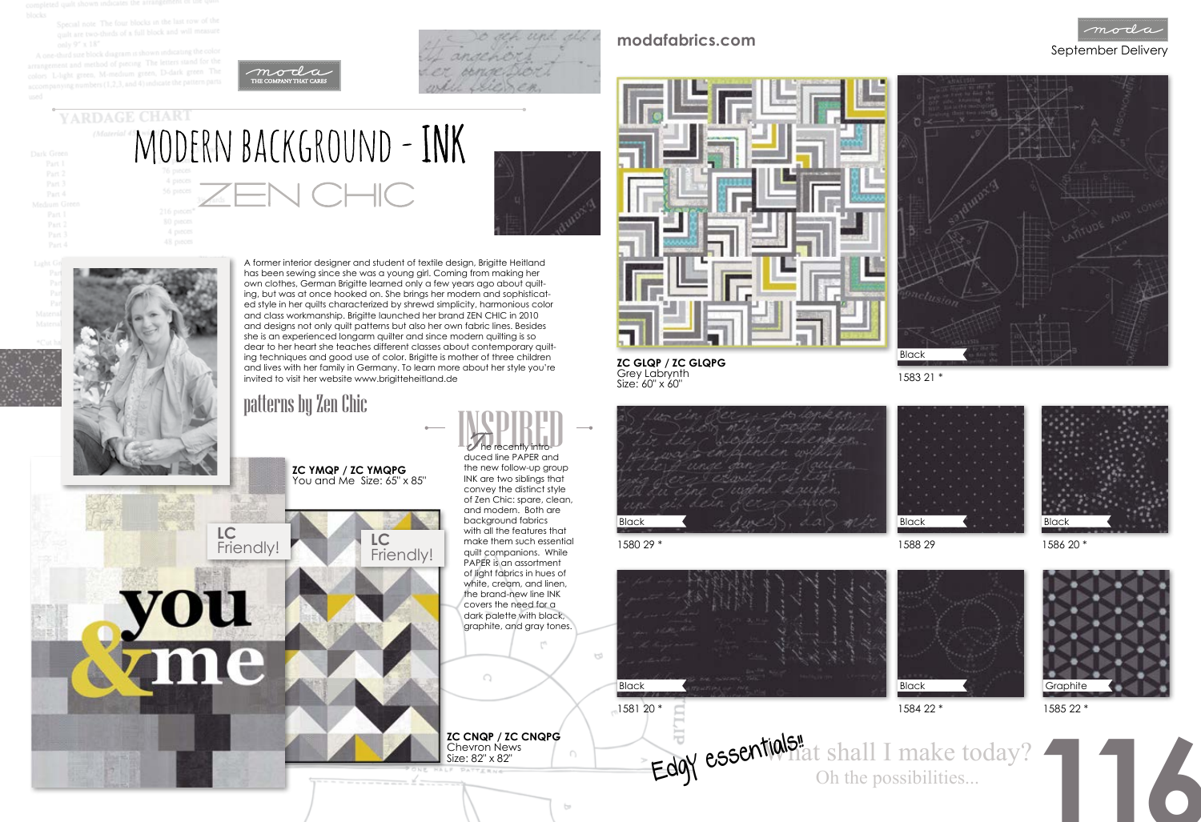modafabrics.com

September Delivery

# MODERN BACKGROUND - INK

## ZEN CHIC

A former interior designer and student of textile design, Brigitte Heitland has been sewing since she was a young girl. Coming from making her own clothes, German Brigitte learned only a few years ago about quilting, but was at once hooked on. She brings her modern and sophisticated style in her quilts characterized by shrewd simplicity, harmonious color and class workmanship. Brigitte launched her brand ZEN CHIC in 2010 and designs not only quilt patterns but also her own fabric lines. Besides she is an experienced longarm quilter and since modern quilting is so dear to her heart she teaches different classes about contemporary quilting techniques and good use of color. Brigitte is mother of three children and lives with her family in Germany. To learn more about her style you're invited to visit her website www.brigitteheitland.de

### patterns by Zen Chic

## INSPIRED

The recently introduced line PAPER and the new follow-up group INK are two siblings that convey the distinct style of Zen Chic: spare, clean, and modern. Both are background fabrics with all the features that make them such essential quilt companions. While PAPER is an assortment of light fabrics in hues of white, cream, and linen, the brand-new line INK covers the need for a dark palette with black, graphite, and gray tones.

**ZC YMQP / ZC YMQPG**
You and Me Size: 65" x 85"

LC Friendly!

**ZC CNQP / ZC CNQPG**
Chevron News
Size: 82" x 82"

LC Friendly!

**ZC GLQP / ZC GLQPG**
Grey Labrynth
Size: 60" x 60"

Black
1583 21 *

Black
1580 29 *

Black
1588 29

Black
1586 20 *

Black
1581 20 *

Black
1584 22 *

Graphite
1585 22 *

Edgy essentials!!

What shall I make today?
Oh the possibilities...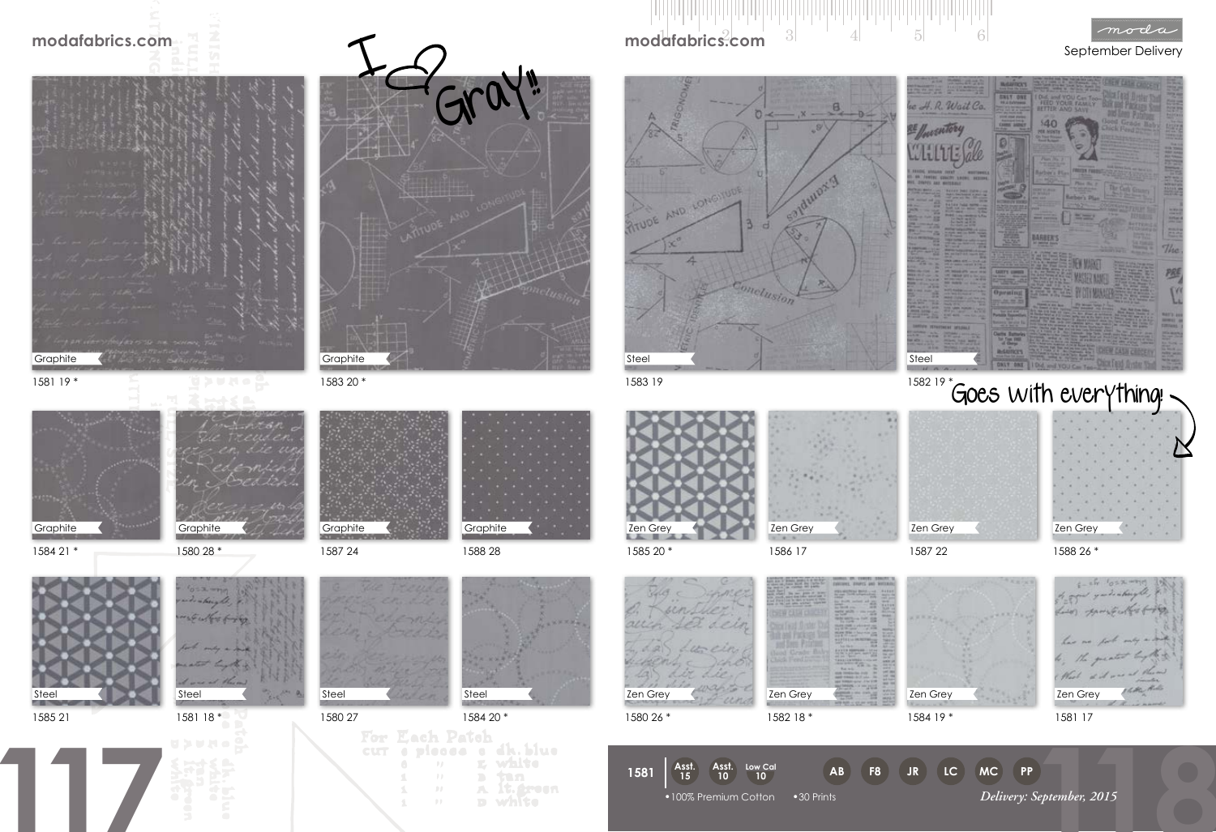modafabrics.com

I ♡ Gray!!

Graphite
1581 19 *

Graphite
1583 20 *

Graphite
1584 21 *

Graphite
1580 28 *

Graphite
1587 24

Graphite
1588 28

Steel
1585 21

Steel
1581 18 *

Steel
1580 27

Steel
1584 20 *

modafabrics.com

moda

September Delivery

Steel
1583 19

Steel
1582 19 *

Goes with everything!

Zen Grey
1585 20 *

Zen Grey
1586 17

Zen Grey
1587 22

Zen Grey
1588 26 *

Zen Grey
1580 26 *

Zen Grey
1582 18 *

Zen Grey
1584 19 *

Zen Grey
1581 17

1581 | Asst. 15 | Asst. 10 | Low Cal 10 | AB | F8 | JR | LC | MC | PP

• 100% Premium Cotton • 30 Prints

*Delivery: September, 2015*